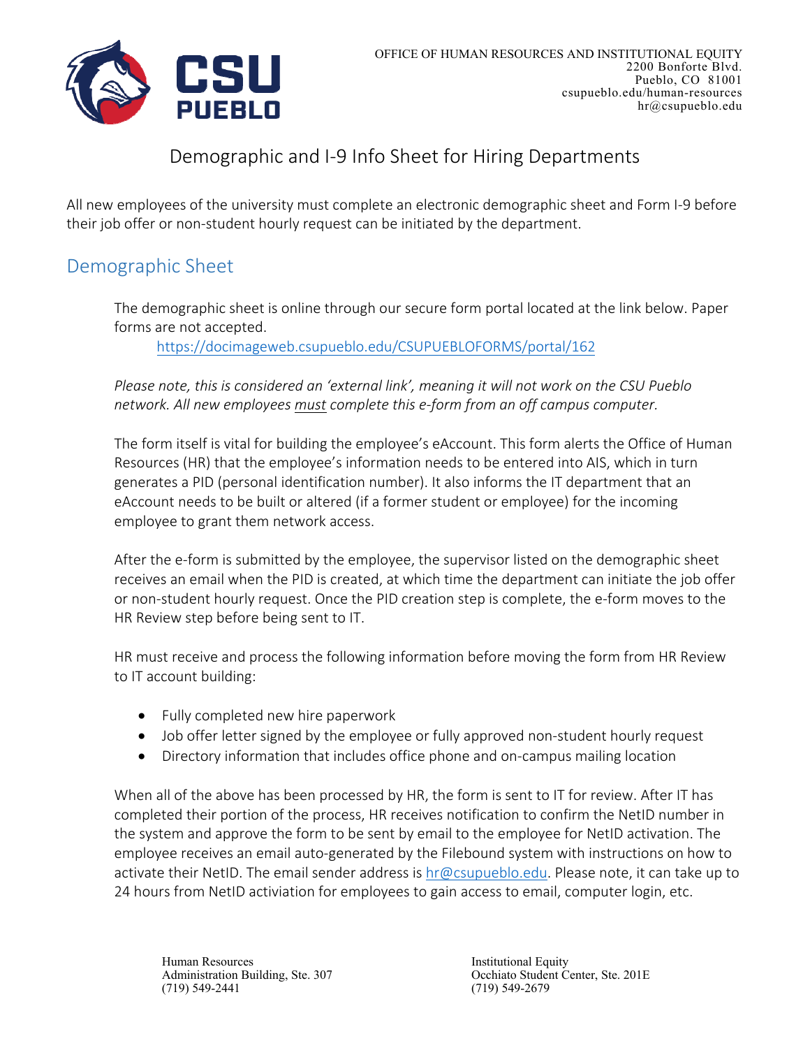OFFICE OF HUMAN RESOURCES AND INSTITUTIONAL EQUITY
2200 Bonforte Blvd.
Pueblo, CO 81001
csupueblo.edu/human-resources
hr@csupueblo.edu

# Demographic and I-9 Info Sheet for Hiring Departments

All new employees of the university must complete an electronic demographic sheet and Form I-9 before their job offer or non-student hourly request can be initiated by the department.

## Demographic Sheet

The demographic sheet is online through our secure form portal located at the link below. Paper forms are not accepted.

https://docimageweb.csupueblo.edu/CSUPUEBLOFORMS/portal/162

*Please note, this is considered an 'external link', meaning it will not work on the CSU Pueblo network. All new employees must complete this e-form from an off campus computer.*

The form itself is vital for building the employee's eAccount. This form alerts the Office of Human Resources (HR) that the employee's information needs to be entered into AIS, which in turn generates a PID (personal identification number). It also informs the IT department that an eAccount needs to be built or altered (if a former student or employee) for the incoming employee to grant them network access.

After the e-form is submitted by the employee, the supervisor listed on the demographic sheet receives an email when the PID is created, at which time the department can initiate the job offer or non-student hourly request. Once the PID creation step is complete, the e-form moves to the HR Review step before being sent to IT.

HR must receive and process the following information before moving the form from HR Review to IT account building:

- Fully completed new hire paperwork
- Job offer letter signed by the employee or fully approved non-student hourly request
- Directory information that includes office phone and on-campus mailing location

When all of the above has been processed by HR, the form is sent to IT for review. After IT has completed their portion of the process, HR receives notification to confirm the NetID number in the system and approve the form to be sent by email to the employee for NetID activation. The employee receives an email auto-generated by the Filebound system with instructions on how to activate their NetID. The email sender address is hr@csupueblo.edu. Please note, it can take up to 24 hours from NetID activiation for employees to gain access to email, computer login, etc.

Human Resources
Administration Building, Ste. 307
(719) 549-2441

Institutional Equity
Occhiato Student Center, Ste. 201E
(719) 549-2679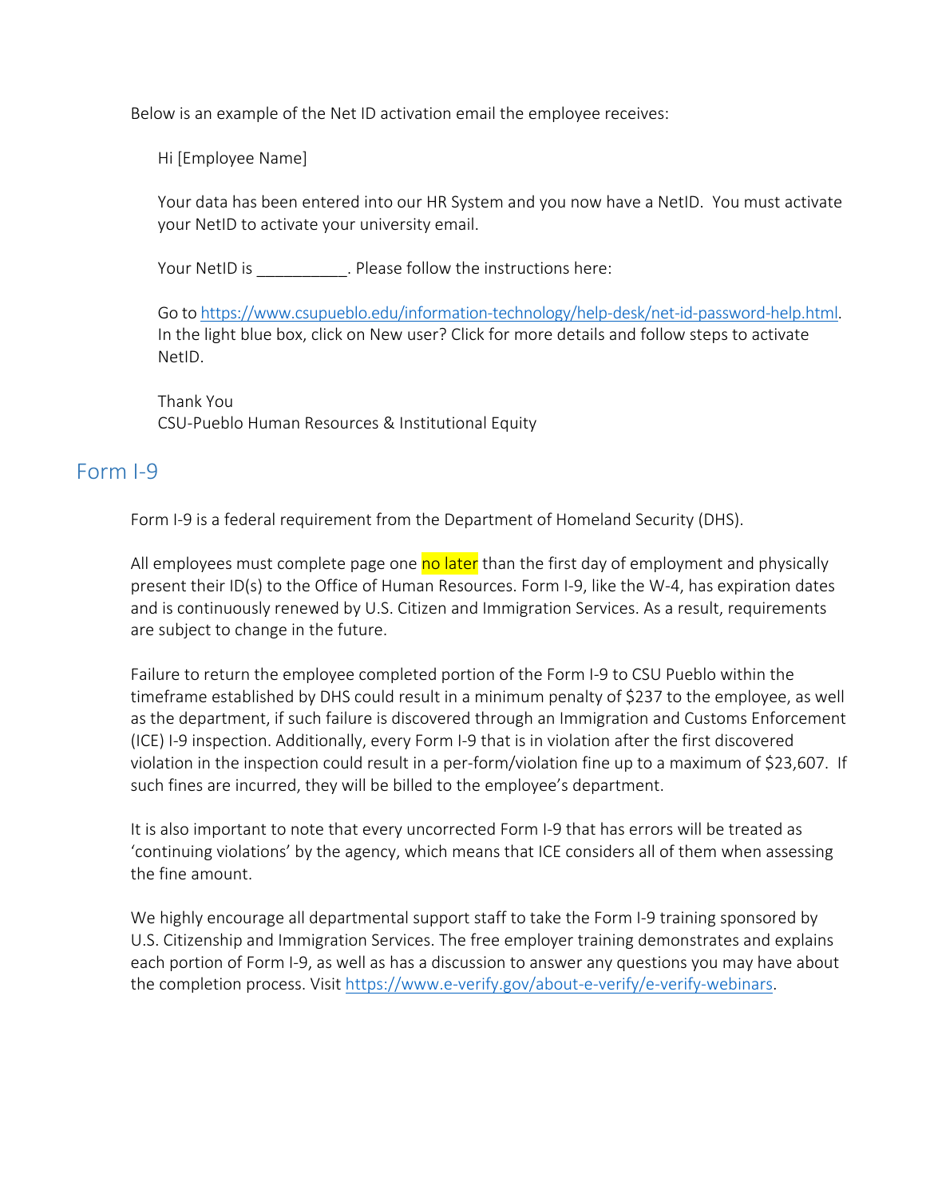Below is an example of the Net ID activation email the employee receives:

> Hi [Employee Name]
>
> Your data has been entered into our HR System and you now have a NetID. You must activate your NetID to activate your university email.
>
> Your NetID is __________. Please follow the instructions here:
>
> Go to https://www.csupueblo.edu/information-technology/help-desk/net-id-password-help.html. In the light blue box, click on New user? Click for more details and follow steps to activate NetID.
>
> Thank You
> CSU-Pueblo Human Resources & Institutional Equity

## Form I-9

Form I-9 is a federal requirement from the Department of Homeland Security (DHS).

All employees must complete page one no later than the first day of employment and physically present their ID(s) to the Office of Human Resources. Form I-9, like the W-4, has expiration dates and is continuously renewed by U.S. Citizen and Immigration Services. As a result, requirements are subject to change in the future.

Failure to return the employee completed portion of the Form I-9 to CSU Pueblo within the timeframe established by DHS could result in a minimum penalty of $237 to the employee, as well as the department, if such failure is discovered through an Immigration and Customs Enforcement (ICE) I-9 inspection. Additionally, every Form I-9 that is in violation after the first discovered violation in the inspection could result in a per-form/violation fine up to a maximum of $23,607. If such fines are incurred, they will be billed to the employee's department.

It is also important to note that every uncorrected Form I-9 that has errors will be treated as 'continuing violations' by the agency, which means that ICE considers all of them when assessing the fine amount.

We highly encourage all departmental support staff to take the Form I-9 training sponsored by U.S. Citizenship and Immigration Services. The free employer training demonstrates and explains each portion of Form I-9, as well as has a discussion to answer any questions you may have about the completion process. Visit https://www.e-verify.gov/about-e-verify/e-verify-webinars.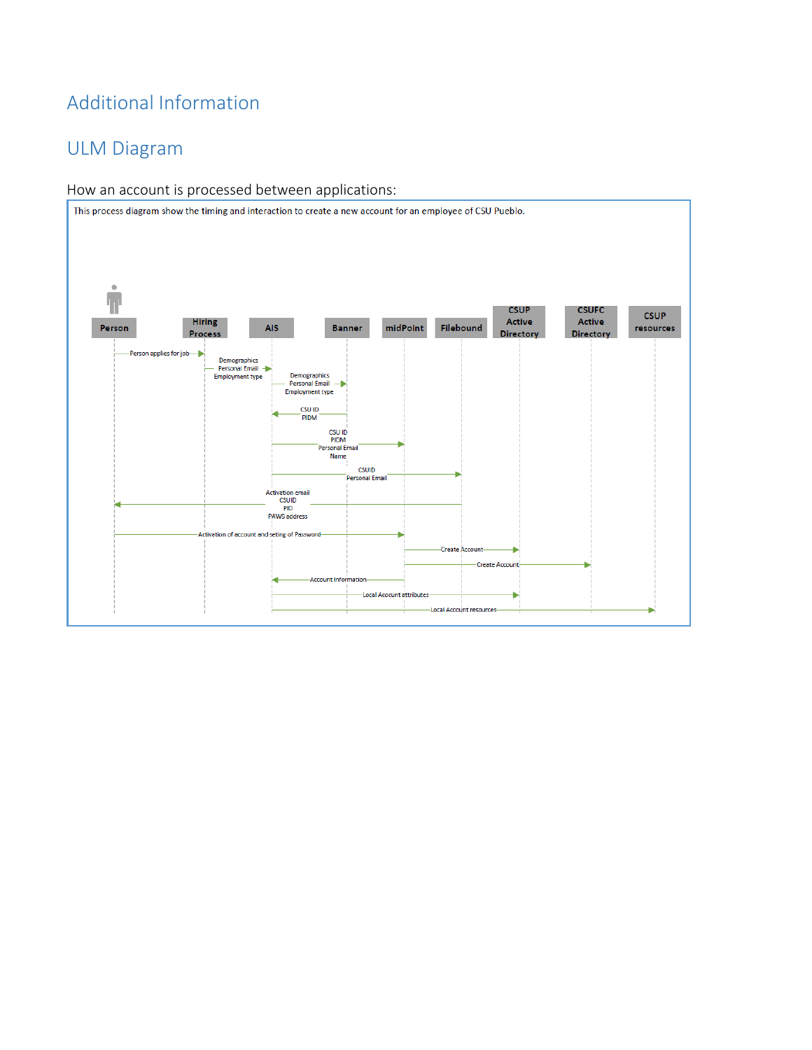# Additional Information

# ULM Diagram

How an account is processed between applications:

This process diagram show the timing and interaction to create a new account for an employee of CSU Pueblo.

| Person | Hiring Process | AIS | Banner | midPoint | Filebound | CSUP Active Directory | CSUFC Active Directory | CSUP resources |
| --- | --- | --- | --- | --- | --- | --- | --- | --- |

- Person → Hiring Process: Person applies for job
- Hiring Process → AIS: Demographics, Personal Email, Employment type
- AIS → Banner: Demographics, Personal Email, Employment type
- Banner → AIS: CSU ID, PIDM
- AIS → midPoint: CSU ID, PIDM, Personal Email, Name
- AIS → Filebound: CSUID, Personal Email
- Filebound → Person: Activation email, CSUID, PID, PAWS address
- Person → midPoint: Activation of account and seting of Password
- midPoint → CSUP Active Directory: Create Account
- midPoint → CSUFC Active Directory: Create Account
- midPoint → AIS: Account Information
- AIS → CSUP Active Directory: Local Account attributes
- AIS → CSUP resources: Local Account resources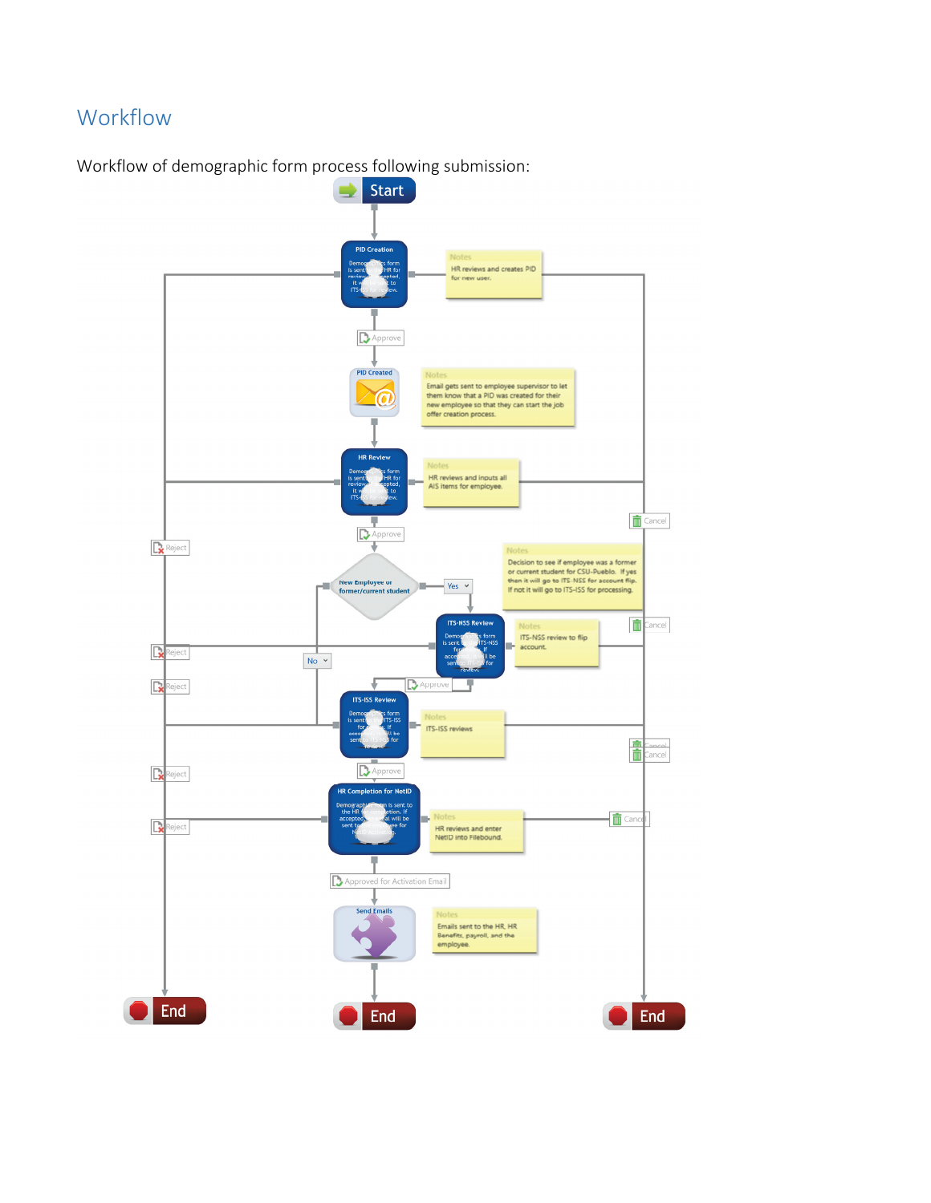## Workflow

Workflow of demographic form process following submission:

Start

PID Creation

Notes
HR reviews and creates PID for new user.

Approve

PID Created

Notes
Email gets sent to employee supervisor to let them know that a PID was created for their new employee so that they can start the job offer creation process.

HR Review

Notes
HR reviews and inputs all AIS items for employee.

Approve

Cancel

Reject

New Employee or former/current student

Yes

Notes
Decision to see if employee was a former or current student for CSU-Pueblo. If yes then it will go to ITS-NSS for account flip. If not it will go to ITS-ISS for processing.

ITS-NSS Review

Notes
ITS-NSS review to flip account.

Cancel

Reject

No

Reject

Approve

ITS-ISS Review

Notes
ITS-ISS reviews

Cancel

Reject

Approve

HR Completion for NetID

Notes
HR reviews and enter NetID into Filebound.

Cancel

Reject

Approved for Activation Email

Send Emails

Notes
Emails sent to the HR, HR Benefits, payroll, and the employee.

End

End

End